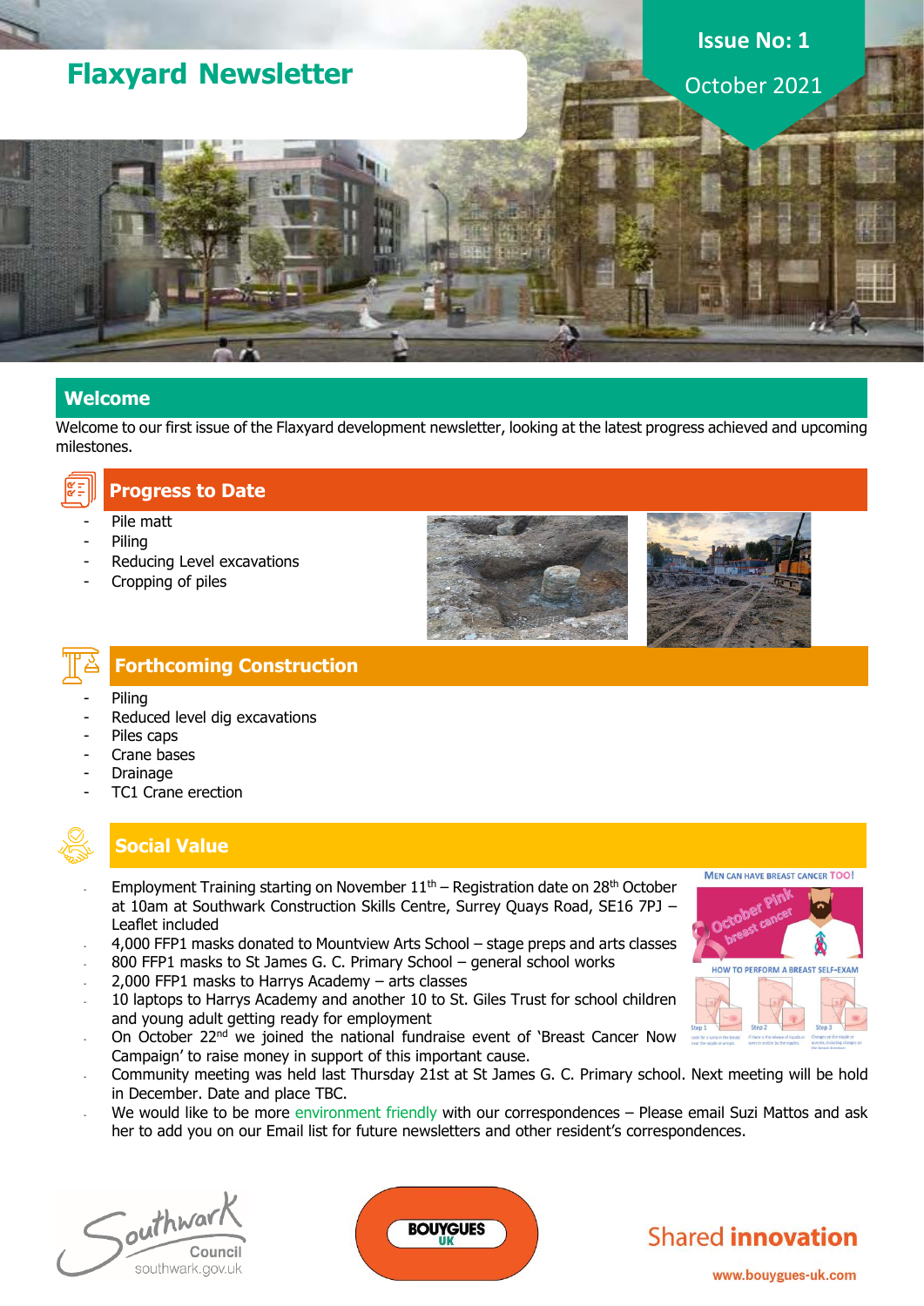# Flaxyard Newsletter

**Issue No: 1**

October 2021

## Welcome

Welcome to our first issue of the Flaxyard development newsletter, looking at the latest progress achieved and upcoming milestones.

## Progress to Date

- Pile matt
- Piling
- Reducing Level excavations
- Cropping of piles

## Forthcoming Construction

- Piling
- Reduced level dig excavations
- Piles caps
- Crane bases
- Drainage
- TC1 Crane erection

## Social Value

- Employment Training starting on November 11th – Registration date on 28th October at 10am at Southwark Construction Skills Centre, Surrey Quays Road, SE16 7PJ – Leaflet included
- 4,000 FFP1 masks donated to Mountview Arts School – stage preps and arts classes
- 800 FFP1 masks to St James G. C. Primary School – general school works
- 2,000 FFP1 masks to Harrys Academy – arts classes
- 10 laptops to Harrys Academy and another 10 to St. Giles Trust for school children and young adult getting ready for employment
- On October 22nd we joined the national fundraise event of 'Breast Cancer Now Campaign' to raise money in support of this important cause.
- Community meeting was held last Thursday 21st at St James G. C. Primary school. Next meeting will be hold in December. Date and place TBC.
- We would like to be more environment friendly with our correspondences – Please email Suzi Mattos and ask her to add you on our Email list for future newsletters and other resident's correspondences.

Southwark Council southwark.gov.uk

BOUYGUES UK

Shared **innovation**

www.bouygues-uk.com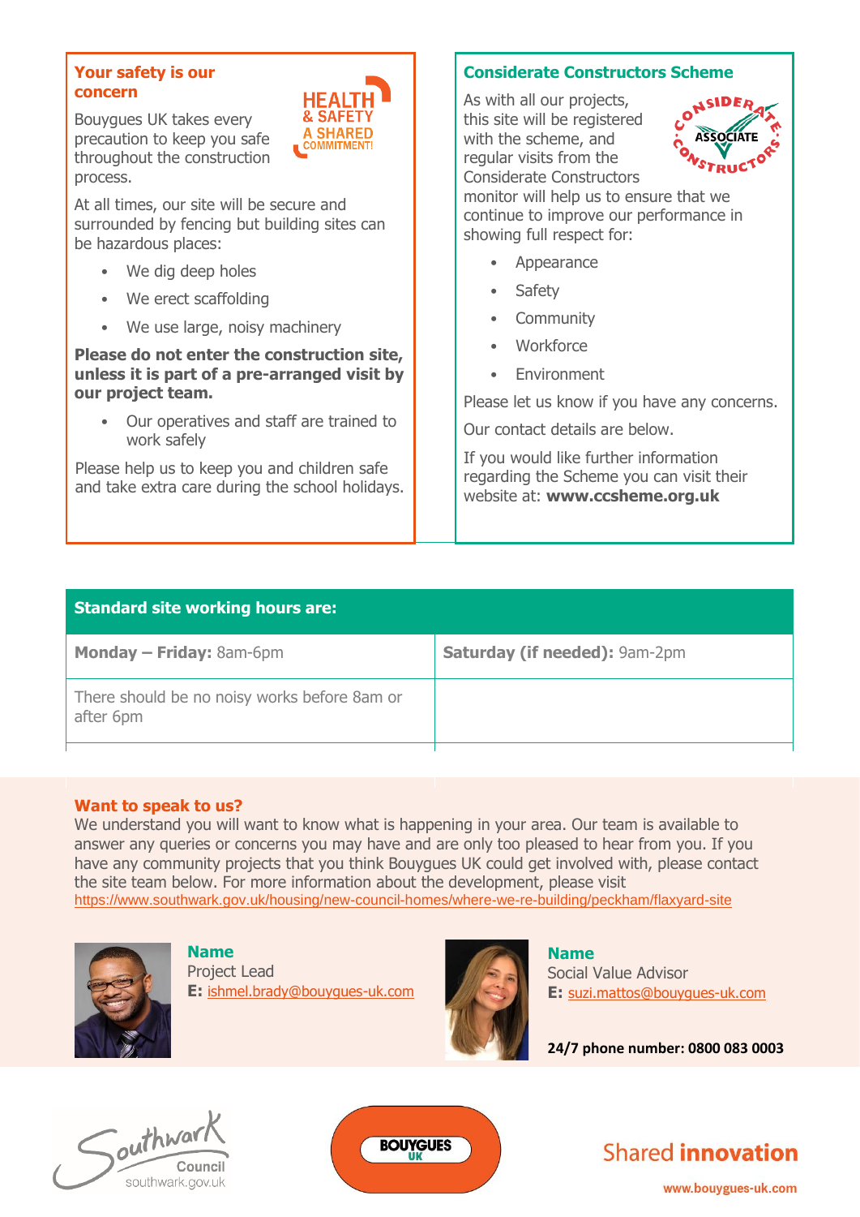## Your safety is our concern

HEALTH & SAFETY A SHARED COMMITMENT!

Bouygues UK takes every precaution to keep you safe throughout the construction process.

At all times, our site will be secure and surrounded by fencing but building sites can be hazardous places:

- We dig deep holes
- We erect scaffolding
- We use large, noisy machinery

**Please do not enter the construction site, unless it is part of a pre-arranged visit by our project team.**

- Our operatives and staff are trained to work safely

Please help us to keep you and children safe and take extra care during the school holidays.

## Considerate Constructors Scheme

CONSIDERATE CONSTRUCTORS ASSOCIATE

As with all our projects, this site will be registered with the scheme, and regular visits from the Considerate Constructors monitor will help us to ensure that we continue to improve our performance in showing full respect for:

- Appearance
- Safety
- Community
- Workforce
- Environment

Please let us know if you have any concerns.

Our contact details are below.

If you would like further information regarding the Scheme you can visit their website at: **www.ccsheme.org.uk**

| Standard site working hours are: | |
|---|---|
| **Monday – Friday:** 8am-6pm | **Saturday (if needed):** 9am-2pm |
| There should be no noisy works before 8am or after 6pm | |

## Want to speak to us?

We understand you will want to know what is happening in your area. Our team is available to answer any queries or concerns you may have and are only too pleased to hear from you. If you have any community projects that you think Bouygues UK could get involved with, please contact the site team below. For more information about the development, please visit https://www.southwark.gov.uk/housing/new-council-homes/where-we-re-building/peckham/flaxyard-site

**Name**
Project Lead
**E:** ishmel.brady@bouygues-uk.com

**Name**
Social Value Advisor
**E:** suzi.mattos@bouygues-uk.com

**24/7 phone number: 0800 083 0003**

Southwark Council
southwark.gov.uk

BOUYGUES UK

Shared **innovation**

www.bouygues-uk.com